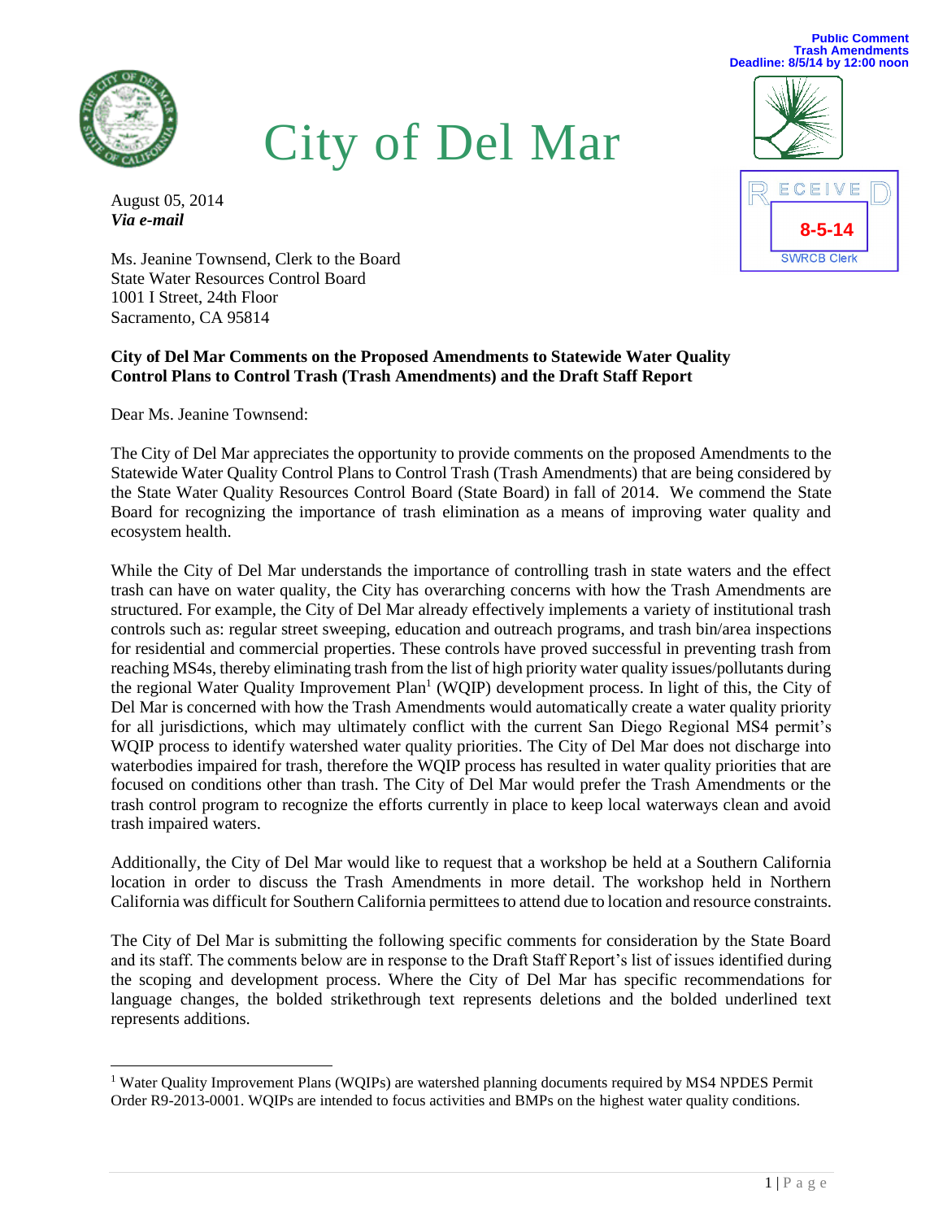Public Comment
Trash Amendments
Deadline: 8/5/14 by 12:00 noon

# City of Del Mar

RECEIVED
8-5-14
SWRCB Clerk

August 05, 2014
***Via e-mail***

Ms. Jeanine Townsend, Clerk to the Board
State Water Resources Control Board
1001 I Street, 24th Floor
Sacramento, CA 95814

**City of Del Mar Comments on the Proposed Amendments to Statewide Water Quality Control Plans to Control Trash (Trash Amendments) and the Draft Staff Report**

Dear Ms. Jeanine Townsend:

The City of Del Mar appreciates the opportunity to provide comments on the proposed Amendments to the Statewide Water Quality Control Plans to Control Trash (Trash Amendments) that are being considered by the State Water Quality Resources Control Board (State Board) in fall of 2014. We commend the State Board for recognizing the importance of trash elimination as a means of improving water quality and ecosystem health.

While the City of Del Mar understands the importance of controlling trash in state waters and the effect trash can have on water quality, the City has overarching concerns with how the Trash Amendments are structured. For example, the City of Del Mar already effectively implements a variety of institutional trash controls such as: regular street sweeping, education and outreach programs, and trash bin/area inspections for residential and commercial properties. These controls have proved successful in preventing trash from reaching MS4s, thereby eliminating trash from the list of high priority water quality issues/pollutants during the regional Water Quality Improvement Plan[1] (WQIP) development process. In light of this, the City of Del Mar is concerned with how the Trash Amendments would automatically create a water quality priority for all jurisdictions, which may ultimately conflict with the current San Diego Regional MS4 permit's WQIP process to identify watershed water quality priorities. The City of Del Mar does not discharge into waterbodies impaired for trash, therefore the WQIP process has resulted in water quality priorities that are focused on conditions other than trash. The City of Del Mar would prefer the Trash Amendments or the trash control program to recognize the efforts currently in place to keep local waterways clean and avoid trash impaired waters.

Additionally, the City of Del Mar would like to request that a workshop be held at a Southern California location in order to discuss the Trash Amendments in more detail. The workshop held in Northern California was difficult for Southern California permittees to attend due to location and resource constraints.

The City of Del Mar is submitting the following specific comments for consideration by the State Board and its staff. The comments below are in response to the Draft Staff Report's list of issues identified during the scoping and development process. Where the City of Del Mar has specific recommendations for language changes, the bolded strikethrough text represents deletions and the bolded underlined text represents additions.

[1] Water Quality Improvement Plans (WQIPs) are watershed planning documents required by MS4 NPDES Permit Order R9-2013-0001. WQIPs are intended to focus activities and BMPs on the highest water quality conditions.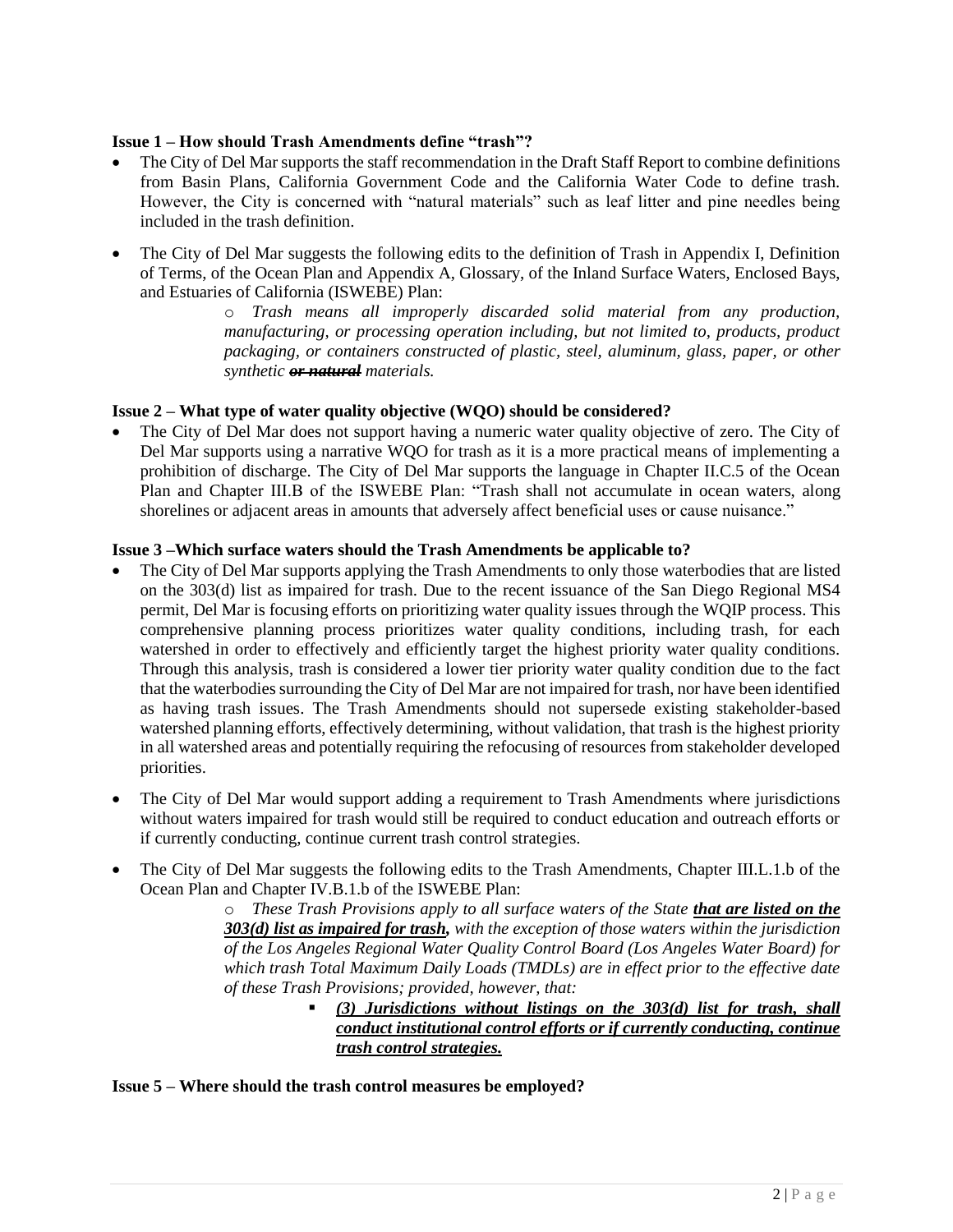**Issue 1 – How should Trash Amendments define "trash"?**

- The City of Del Mar supports the staff recommendation in the Draft Staff Report to combine definitions from Basin Plans, California Government Code and the California Water Code to define trash. However, the City is concerned with "natural materials" such as leaf litter and pine needles being included in the trash definition.
- The City of Del Mar suggests the following edits to the definition of Trash in Appendix I, Definition of Terms, of the Ocean Plan and Appendix A, Glossary, of the Inland Surface Waters, Enclosed Bays, and Estuaries of California (ISWEBE) Plan:
  - *Trash means all improperly discarded solid material from any production, manufacturing, or processing operation including, but not limited to, products, product packaging, or containers constructed of plastic, steel, aluminum, glass, paper, or other synthetic* ***~~or natural~~*** *materials.*

**Issue 2 – What type of water quality objective (WQO) should be considered?**

- The City of Del Mar does not support having a numeric water quality objective of zero. The City of Del Mar supports using a narrative WQO for trash as it is a more practical means of implementing a prohibition of discharge. The City of Del Mar supports the language in Chapter II.C.5 of the Ocean Plan and Chapter III.B of the ISWEBE Plan: "Trash shall not accumulate in ocean waters, along shorelines or adjacent areas in amounts that adversely affect beneficial uses or cause nuisance."

**Issue 3 –Which surface waters should the Trash Amendments be applicable to?**

- The City of Del Mar supports applying the Trash Amendments to only those waterbodies that are listed on the 303(d) list as impaired for trash. Due to the recent issuance of the San Diego Regional MS4 permit, Del Mar is focusing efforts on prioritizing water quality issues through the WQIP process. This comprehensive planning process prioritizes water quality conditions, including trash, for each watershed in order to effectively and efficiently target the highest priority water quality conditions. Through this analysis, trash is considered a lower tier priority water quality condition due to the fact that the waterbodies surrounding the City of Del Mar are not impaired for trash, nor have been identified as having trash issues. The Trash Amendments should not supersede existing stakeholder-based watershed planning efforts, effectively determining, without validation, that trash is the highest priority in all watershed areas and potentially requiring the refocusing of resources from stakeholder developed priorities.
- The City of Del Mar would support adding a requirement to Trash Amendments where jurisdictions without waters impaired for trash would still be required to conduct education and outreach efforts or if currently conducting, continue current trash control strategies.
- The City of Del Mar suggests the following edits to the Trash Amendments, Chapter III.L.1.b of the Ocean Plan and Chapter IV.B.1.b of the ISWEBE Plan:
  - *These Trash Provisions apply to all surface waters of the State* ***<u>that are listed on the 303(d) list as impaired for trash,</u>*** *with the exception of those waters within the jurisdiction of the Los Angeles Regional Water Quality Control Board (Los Angeles Water Board) for which trash Total Maximum Daily Loads (TMDLs) are in effect prior to the effective date of these Trash Provisions; provided, however, that:*
    - ***<u>(3) Jurisdictions without listings on the 303(d) list for trash, shall conduct institutional control efforts or if currently conducting, continue trash control strategies.</u>***

**Issue 5 – Where should the trash control measures be employed?**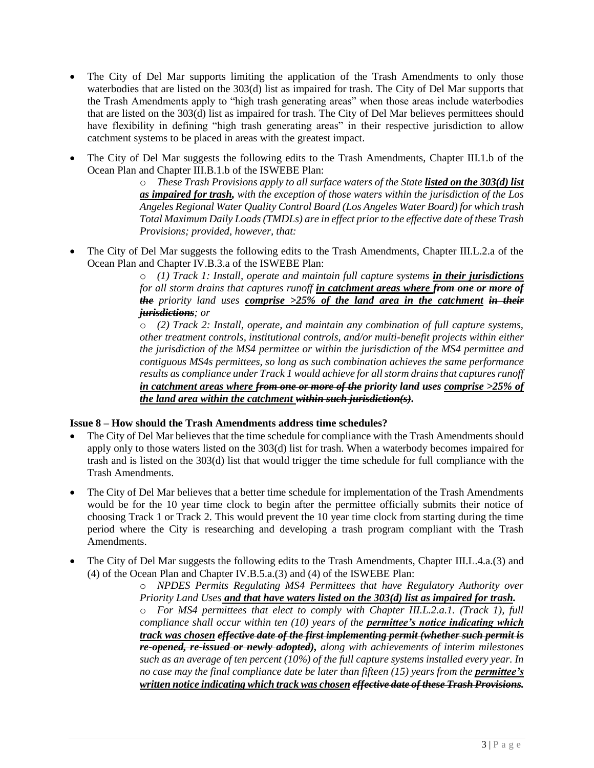- The City of Del Mar supports limiting the application of the Trash Amendments to only those waterbodies that are listed on the 303(d) list as impaired for trash. The City of Del Mar supports that the Trash Amendments apply to "high trash generating areas" when those areas include waterbodies that are listed on the 303(d) list as impaired for trash. The City of Del Mar believes permittees should have flexibility in defining "high trash generating areas" in their respective jurisdiction to allow catchment systems to be placed in areas with the greatest impact.

- The City of Del Mar suggests the following edits to the Trash Amendments, Chapter III.1.b of the Ocean Plan and Chapter III.B.1.b of the ISWEBE Plan:
  - *These Trash Provisions apply to all surface waters of the State* ***<u>listed on the 303(d) list as impaired for trash</u>,*** *with the exception of those waters within the jurisdiction of the Los Angeles Regional Water Quality Control Board (Los Angeles Water Board) for which trash Total Maximum Daily Loads (TMDLs) are in effect prior to the effective date of these Trash Provisions; provided, however, that:*

- The City of Del Mar suggests the following edits to the Trash Amendments, Chapter III.L.2.a of the Ocean Plan and Chapter IV.B.3.a of the ISWEBE Plan:
  - *(1) Track 1: Install, operate and maintain full capture systems* ***<u>in their jurisdictions</u>*** *for all storm drains that captures runoff* ***<u>in catchment areas where</u>*** ***~~from one or more of the~~*** *priority land uses* ***<u>comprise >25% of the land area in the catchment</u>*** ***~~in their jurisdictions~~****; or*
  - *(2) Track 2: Install, operate, and maintain any combination of full capture systems, other treatment controls, institutional controls, and/or multi-benefit projects within either the jurisdiction of the MS4 permittee or within the jurisdiction of the MS4 permittee and contiguous MS4s permittees, so long as such combination achieves the same performance results as compliance under Track 1 would achieve for all storm drains that captures runoff* ***<u>in catchment areas where</u> ~~from one or more of the~~ priority land uses <u>comprise >25% of the land area within the catchment</u> ~~within such jurisdiction(s)~~.***

**Issue 8 – How should the Trash Amendments address time schedules?**

- The City of Del Mar believes that the time schedule for compliance with the Trash Amendments should apply only to those waters listed on the 303(d) list for trash. When a waterbody becomes impaired for trash and is listed on the 303(d) list that would trigger the time schedule for full compliance with the Trash Amendments.

- The City of Del Mar believes that a better time schedule for implementation of the Trash Amendments would be for the 10 year time clock to begin after the permittee officially submits their notice of choosing Track 1 or Track 2. This would prevent the 10 year time clock from starting during the time period where the City is researching and developing a trash program compliant with the Trash Amendments.

- The City of Del Mar suggests the following edits to the Trash Amendments, Chapter III.L.4.a.(3) and (4) of the Ocean Plan and Chapter IV.B.5.a.(3) and (4) of the ISWEBE Plan:
  - *NPDES Permits Regulating MS4 Permittees that have Regulatory Authority over Priority Land Uses* ***<u>and that have waters listed on the 303(d) list as impaired for trash</u>.***
  - *For MS4 permittees that elect to comply with Chapter III.L.2.a.1. (Track 1), full compliance shall occur within ten (10) years of the* ***<u>permittee's notice indicating which track was chosen</u> ~~effective date of the first implementing permit (whether such permit is re-opened, re-issued or newly adopted)~~****, along with achievements of interim milestones such as an average of ten percent (10%) of the full capture systems installed every year. In no case may the final compliance date be later than fifteen (15) years from the* ***<u>permittee's written notice indicating which track was chosen</u> ~~effective date of these Trash Provisions.~~***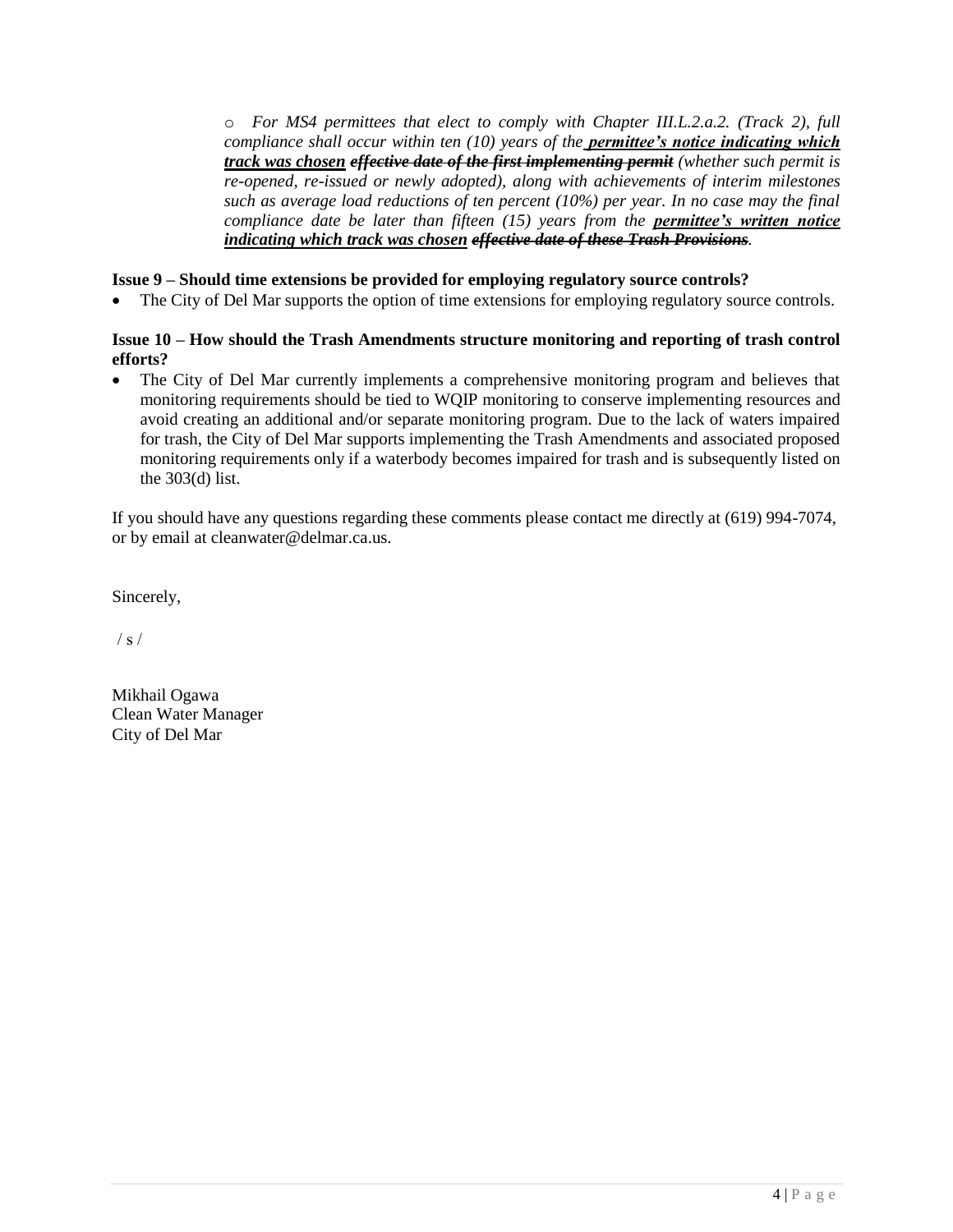- *For MS4 permittees that elect to comply with Chapter III.L.2.a.2. (Track 2), full compliance shall occur within ten (10) years of the* ***<u>permittee's notice indicating which track was chosen</u>*** ***~~effective date of the first implementing permit~~*** *(whether such permit is re-opened, re-issued or newly adopted), along with achievements of interim milestones such as average load reductions of ten percent (10%) per year. In no case may the final compliance date be later than fifteen (15) years from the* ***<u>permittee's written notice indicating which track was chosen</u>*** ***~~effective date of these Trash Provisions~~****.*

**Issue 9 – Should time extensions be provided for employing regulatory source controls?**

- The City of Del Mar supports the option of time extensions for employing regulatory source controls.

**Issue 10 – How should the Trash Amendments structure monitoring and reporting of trash control efforts?**

- The City of Del Mar currently implements a comprehensive monitoring program and believes that monitoring requirements should be tied to WQIP monitoring to conserve implementing resources and avoid creating an additional and/or separate monitoring program. Due to the lack of waters impaired for trash, the City of Del Mar supports implementing the Trash Amendments and associated proposed monitoring requirements only if a waterbody becomes impaired for trash and is subsequently listed on the 303(d) list.

If you should have any questions regarding these comments please contact me directly at (619) 994-7074, or by email at cleanwater@delmar.ca.us.

Sincerely,

/ s /

Mikhail Ogawa
Clean Water Manager
City of Del Mar